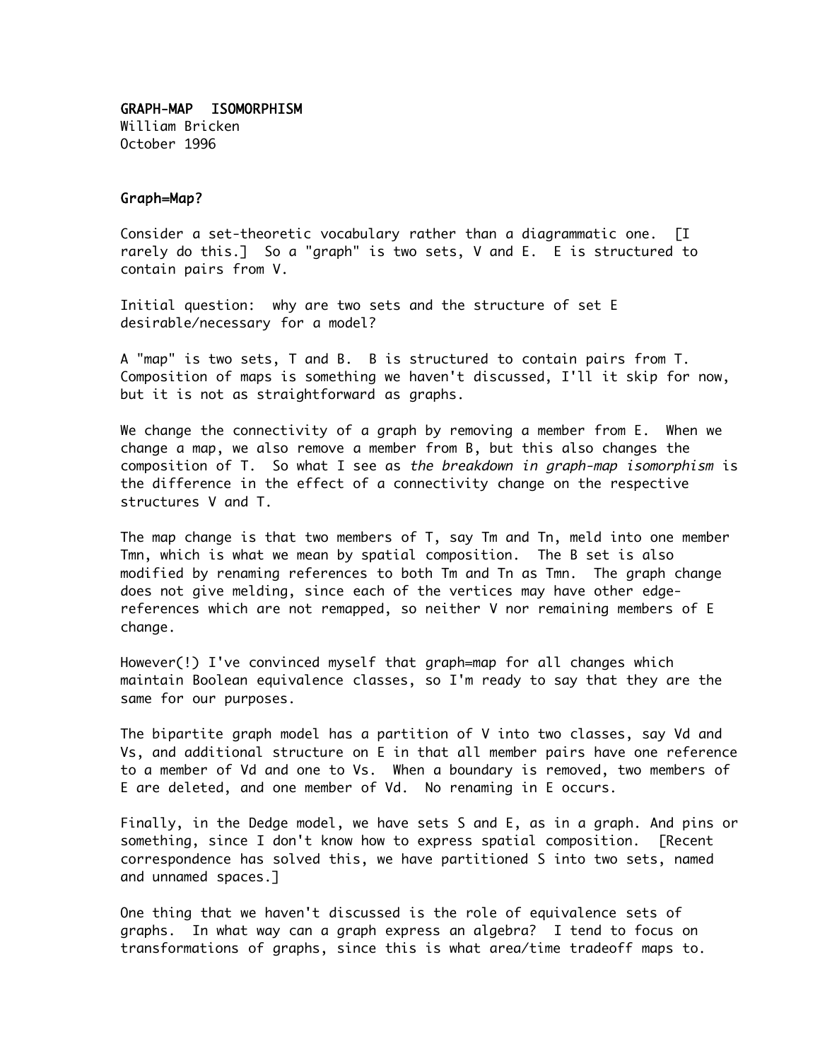# GRAPH-MAP ISOMORPHISM

William Bricken
October 1996

## Graph=Map?

Consider a set-theoretic vocabulary rather than a diagrammatic one. [I rarely do this.] So a "graph" is two sets, V and E. E is structured to contain pairs from V.

Initial question: why are two sets and the structure of set E desirable/necessary for a model?

A "map" is two sets, T and B. B is structured to contain pairs from T. Composition of maps is something we haven't discussed, I'll it skip for now, but it is not as straightforward as graphs.

We change the connectivity of a graph by removing a member from E. When we change a map, we also remove a member from B, but this also changes the composition of T. So what I see as *the breakdown in graph-map isomorphism* is the difference in the effect of a connectivity change on the respective structures V and T.

The map change is that two members of T, say Tm and Tn, meld into one member Tmn, which is what we mean by spatial composition. The B set is also modified by renaming references to both Tm and Tn as Tmn. The graph change does not give melding, since each of the vertices may have other edge-references which are not remapped, so neither V nor remaining members of E change.

However(!) I've convinced myself that graph=map for all changes which maintain Boolean equivalence classes, so I'm ready to say that they are the same for our purposes.

The bipartite graph model has a partition of V into two classes, say Vd and Vs, and additional structure on E in that all member pairs have one reference to a member of Vd and one to Vs. When a boundary is removed, two members of E are deleted, and one member of Vd. No renaming in E occurs.

Finally, in the Dedge model, we have sets S and E, as in a graph. And pins or something, since I don't know how to express spatial composition. [Recent correspondence has solved this, we have partitioned S into two sets, named and unnamed spaces.]

One thing that we haven't discussed is the role of equivalence sets of graphs. In what way can a graph express an algebra? I tend to focus on transformations of graphs, since this is what area/time tradeoff maps to.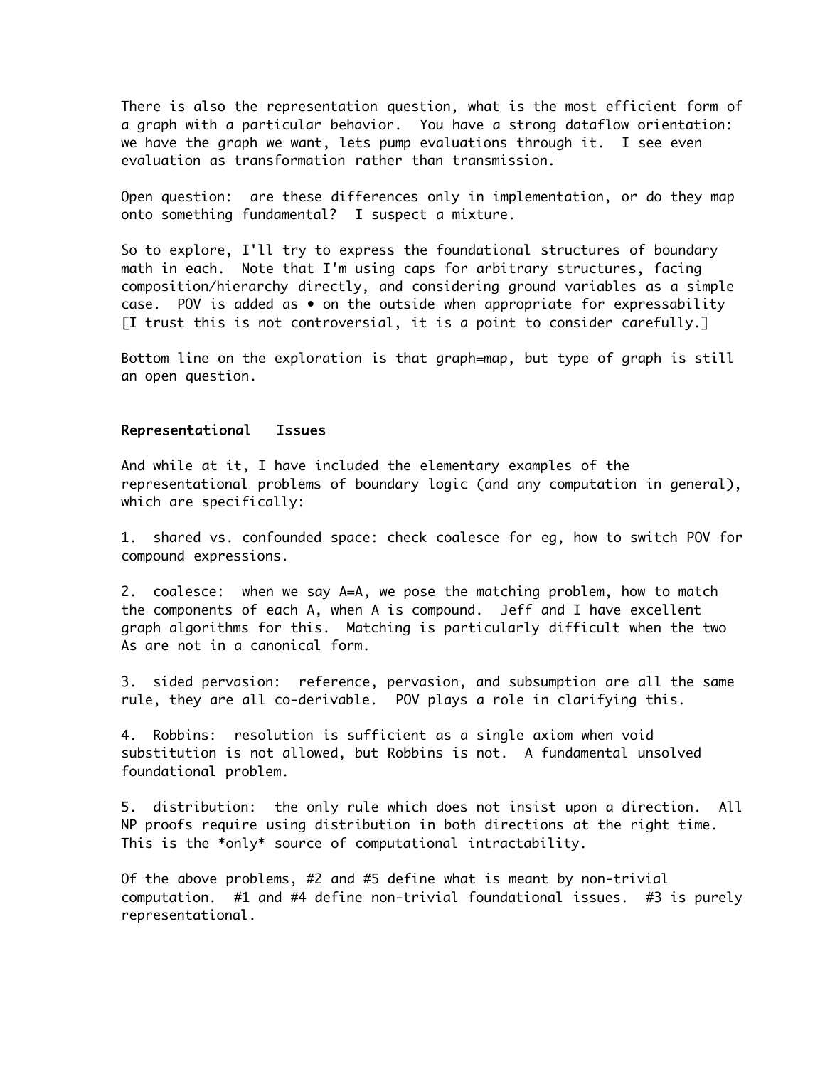There is also the representation question, what is the most efficient form of a graph with a particular behavior. You have a strong dataflow orientation: we have the graph we want, lets pump evaluations through it. I see even evaluation as transformation rather than transmission.

Open question: are these differences only in implementation, or do they map onto something fundamental? I suspect a mixture.

So to explore, I'll try to express the foundational structures of boundary math in each. Note that I'm using caps for arbitrary structures, facing composition/hierarchy directly, and considering ground variables as a simple case. POV is added as • on the outside when appropriate for expressability [I trust this is not controversial, it is a point to consider carefully.]

Bottom line on the exploration is that graph=map, but type of graph is still an open question.

## Representational Issues

And while at it, I have included the elementary examples of the representational problems of boundary logic (and any computation in general), which are specifically:

1. shared vs. confounded space: check coalesce for eg, how to switch POV for compound expressions.

2. coalesce: when we say A=A, we pose the matching problem, how to match the components of each A, when A is compound. Jeff and I have excellent graph algorithms for this. Matching is particularly difficult when the two As are not in a canonical form.

3. sided pervasion: reference, pervasion, and subsumption are all the same rule, they are all co-derivable. POV plays a role in clarifying this.

4. Robbins: resolution is sufficient as a single axiom when void substitution is not allowed, but Robbins is not. A fundamental unsolved foundational problem.

5. distribution: the only rule which does not insist upon a direction. All NP proofs require using distribution in both directions at the right time. This is the *only* source of computational intractability.

Of the above problems, #2 and #5 define what is meant by non-trivial computation. #1 and #4 define non-trivial foundational issues. #3 is purely representational.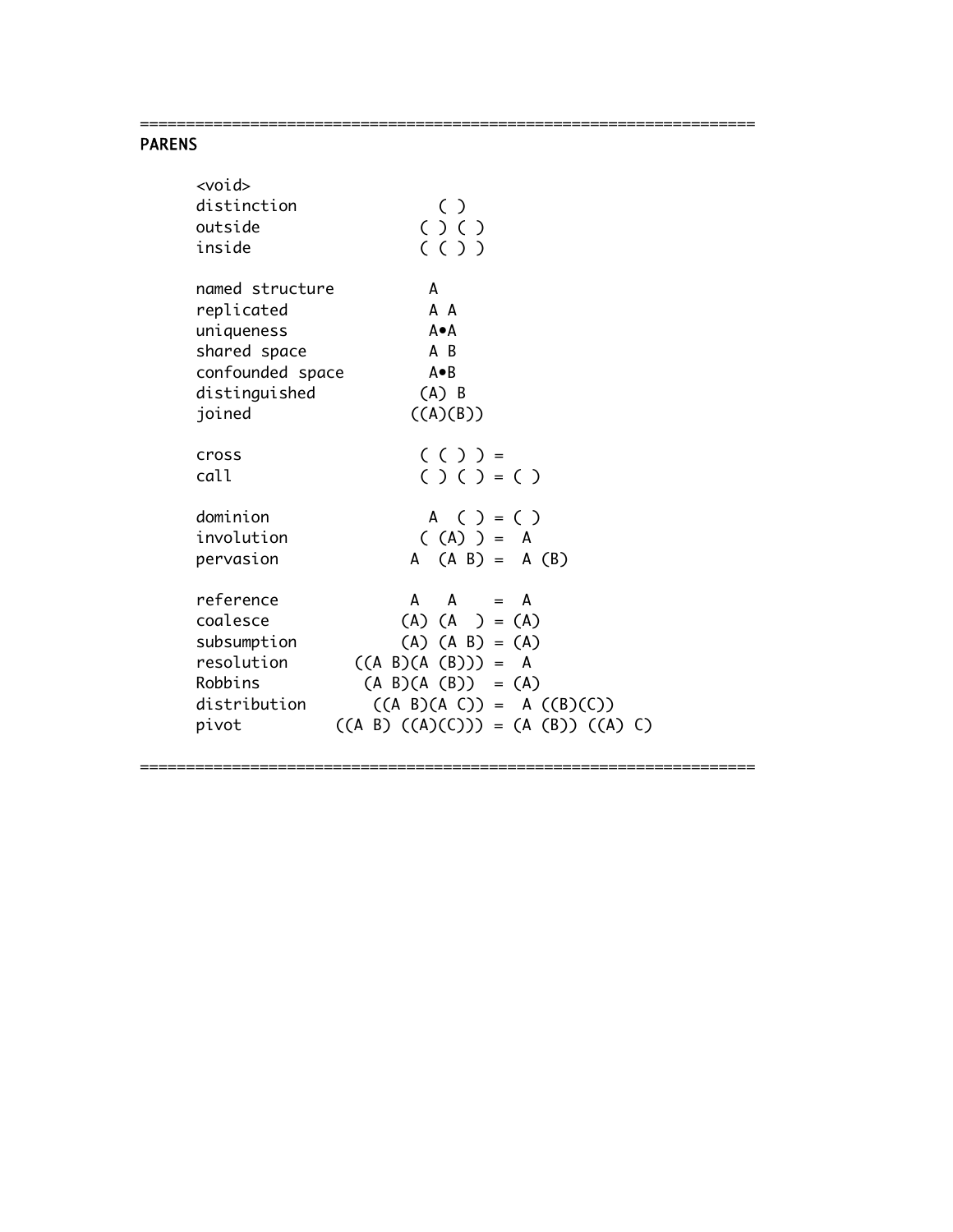=================================================================

**PARENS**

```
      <void>
      distinction              ( )
      outside                ( ) ( )
      inside                 ( ( ) )

      named structure          A
      replicated               A A
      uniqueness               A•A
      shared space             A B
      confounded space         A•B
      distinguished           (A) B
      joined                 ((A)(B))

      cross                  ( ( ) ) =
      call                   ( ) ( ) = ( )

      dominion                A  ( ) = ( )
      involution             ( (A) ) =  A
      pervasion             A  (A B) =  A (B)

      reference             A   A    =  A
      coalesce             (A) (A  ) = (A)
      subsumption          (A) (A B) = (A)
      resolution       ((A B)(A (B))) =  A
      Robbins           (A B)(A (B))  = (A)
      distribution       ((A B)(A C)) =  A ((B)(C))
      pivot          ((A B) ((A)(C))) = (A (B)) ((A) C)
```

=================================================================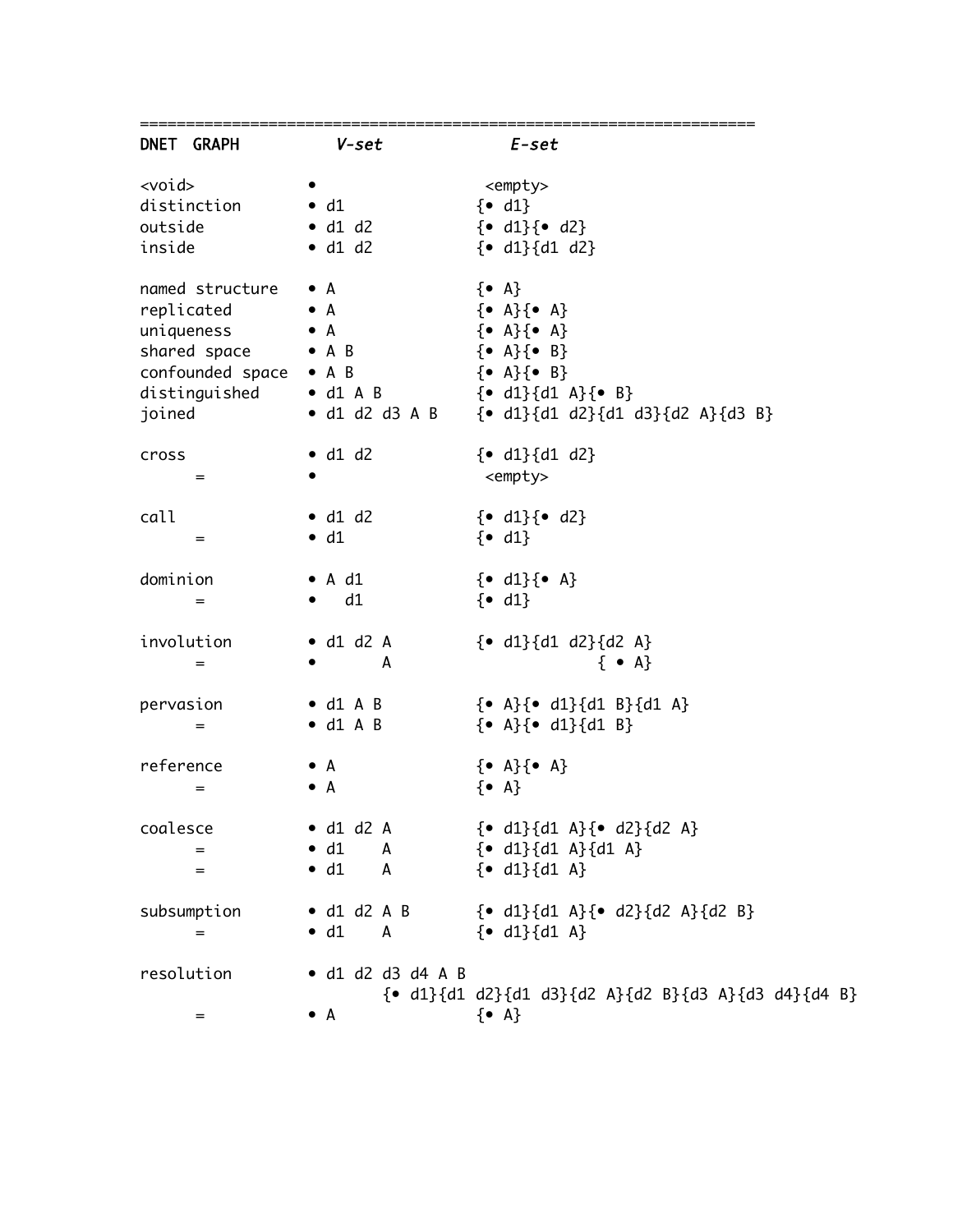```
================================================================
DNET  GRAPH          V-set             E-set

<void>             •                  <empty>
distinction        • d1               {• d1}
outside            • d1 d2            {• d1}{• d2}
inside             • d1 d2            {• d1}{d1 d2}

named structure    • A                {• A}
replicated         • A                {• A}{• A}
uniqueness         • A                {• A}{• A}
shared space       • A B              {• A}{• B}
confounded space   • A B              {• A}{• B}
distinguished      • d1 A B           {• d1}{d1 A}{• B}
joined             • d1 d2 d3 A B     {• d1}{d1 d2}{d1 d3}{d2 A}{d3 B}

cross              • d1 d2            {• d1}{d1 d2}
      =            •                  <empty>

call               • d1 d2            {• d1}{• d2}
      =            • d1               {• d1}

dominion           • A d1             {• d1}{• A}
      =            •   d1             {• d1}

involution         • d1 d2 A          {• d1}{d1 d2}{d2 A}
      =            •       A                    { • A}

pervasion          • d1 A B           {• A}{• d1}{d1 B}{d1 A}
      =            • d1 A B           {• A}{• d1}{d1 B}

reference          • A                {• A}{• A}
      =            • A                {• A}

coalesce           • d1 d2 A          {• d1}{d1 A}{• d2}{d2 A}
      =            • d1    A          {• d1}{d1 A}{d1 A}
      =            • d1    A          {• d1}{d1 A}

subsumption        • d1 d2 A B        {• d1}{d1 A}{• d2}{d2 A}{d2 B}
      =            • d1    A          {• d1}{d1 A}

resolution         • d1 d2 d3 d4 A B
                          {• d1}{d1 d2}{d1 d3}{d2 A}{d2 B}{d3 A}{d3 d4}{d4 B}
      =            • A                {• A}
```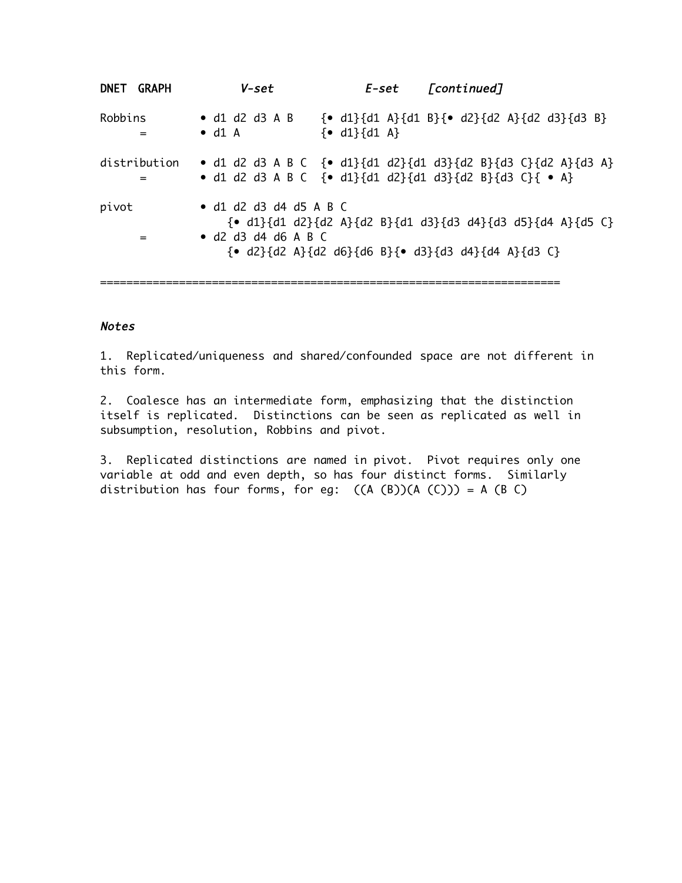| DNET GRAPH | *V-set* | *E-set* *[continued]* |
|---|---|---|
| Robbins | • d1 d2 d3 A B | {• d1}{d1 A}{d1 B}{• d2}{d2 A}{d2 d3}{d3 B} |
| = | • d1 A | {• d1}{d1 A} |
| distribution | • d1 d2 d3 A B C | {• d1}{d1 d2}{d1 d3}{d2 B}{d3 C}{d2 A}{d3 A} |
| = | • d1 d2 d3 A B C | {• d1}{d1 d2}{d1 d3}{d2 B}{d3 C}{ • A} |
| pivot | • d1 d2 d3 d4 d5 A B C | {• d1}{d1 d2}{d2 A}{d2 B}{d1 d3}{d3 d4}{d3 d5}{d4 A}{d5 C} |
| = | • d2 d3 d4 d6 A B C | {• d2}{d2 A}{d2 d6}{d6 B}{• d3}{d3 d4}{d4 A}{d3 C} |

========================================================================

***Notes***

1. Replicated/uniqueness and shared/confounded space are not different in this form.

2. Coalesce has an intermediate form, emphasizing that the distinction itself is replicated. Distinctions can be seen as replicated as well in subsumption, resolution, Robbins and pivot.

3. Replicated distinctions are named in pivot. Pivot requires only one variable at odd and even depth, so has four distinct forms. Similarly distribution has four forms, for eg: ((A (B))(A (C))) = A (B C)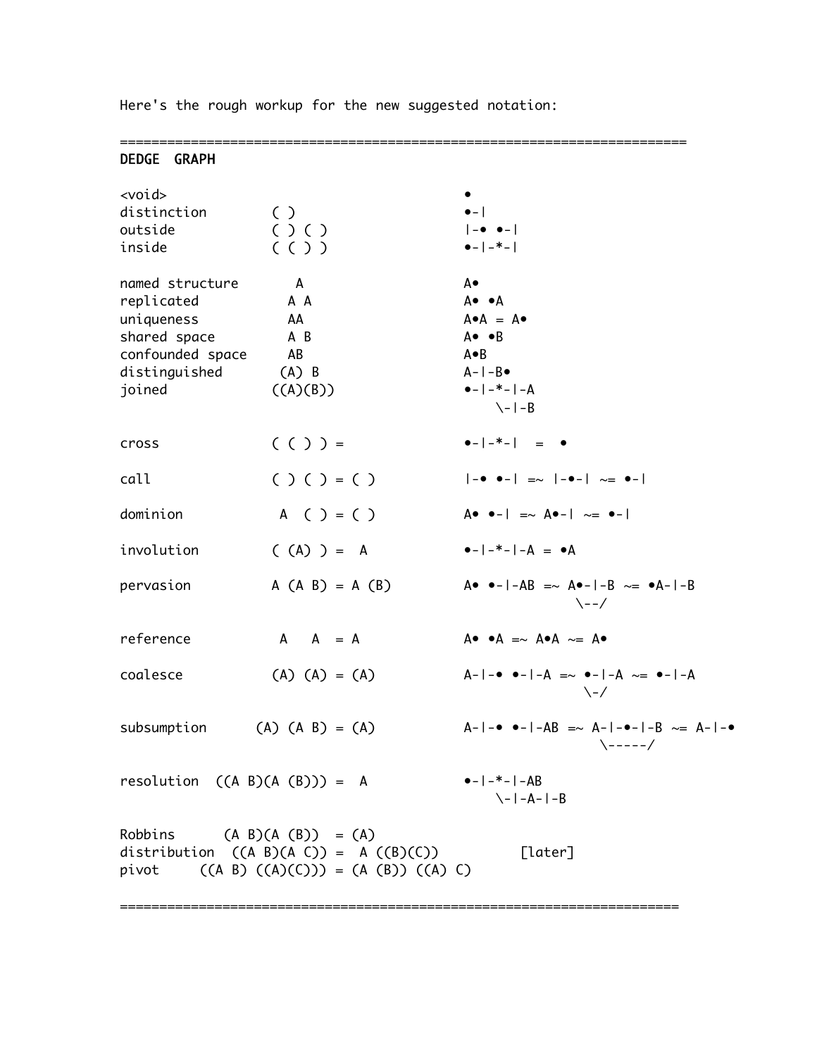Here's the rough workup for the new suggested notation:

```
=====================================================================
DEDGE  GRAPH

<void>                                   •
distinction        ( )                   •-|
outside            ( ) ( )               |-• •-|
inside             ( ( ) )               •-|-*-|

named structure     A                    A•
replicated         A A                   A• •A
uniqueness         AA                    A•A = A•
shared space       A B                   A• •B
confounded space   AB                    A•B
distinguished     (A) B                  A-|-B•
joined            ((A)(B))               •-|-*-|-A
                                             \-|-B

cross             ( ( ) ) =              •-|-*-|  =  •

call              ( ) ( ) = ( )          |-• •-| =~ |-•-| ~= •-|

dominion           A  ( ) = ( )          A• •-| =~ A•-| ~= •-|

involution        ( (A) ) =  A           •-|-*-|-A = •A

pervasion         A (A B) = A (B)        A• •-|-AB =~ A•-|-B ~= •A-|-B
                                                      \--/

reference          A   A  = A            A• •A =~ A•A ~= A•

coalesce          (A) (A) = (A)          A-|-• •-|-A =~ •-|-A ~= •-|-A
                                                       \-/

subsumption      (A) (A B) = (A)         A-|-• •-|-AB =~ A-|-•-|-B ~= A-|-•
                                                          \-----/

resolution  ((A B)(A (B))) =  A          •-|-*-|-AB
                                             \-|-A-|-B

Robbins      (A B)(A (B))  = (A)
distribution  ((A B)(A C)) =  A ((B)(C))            [later]
pivot     ((A B) ((A)(C))) = (A (B)) ((A) C)

=====================================================================
```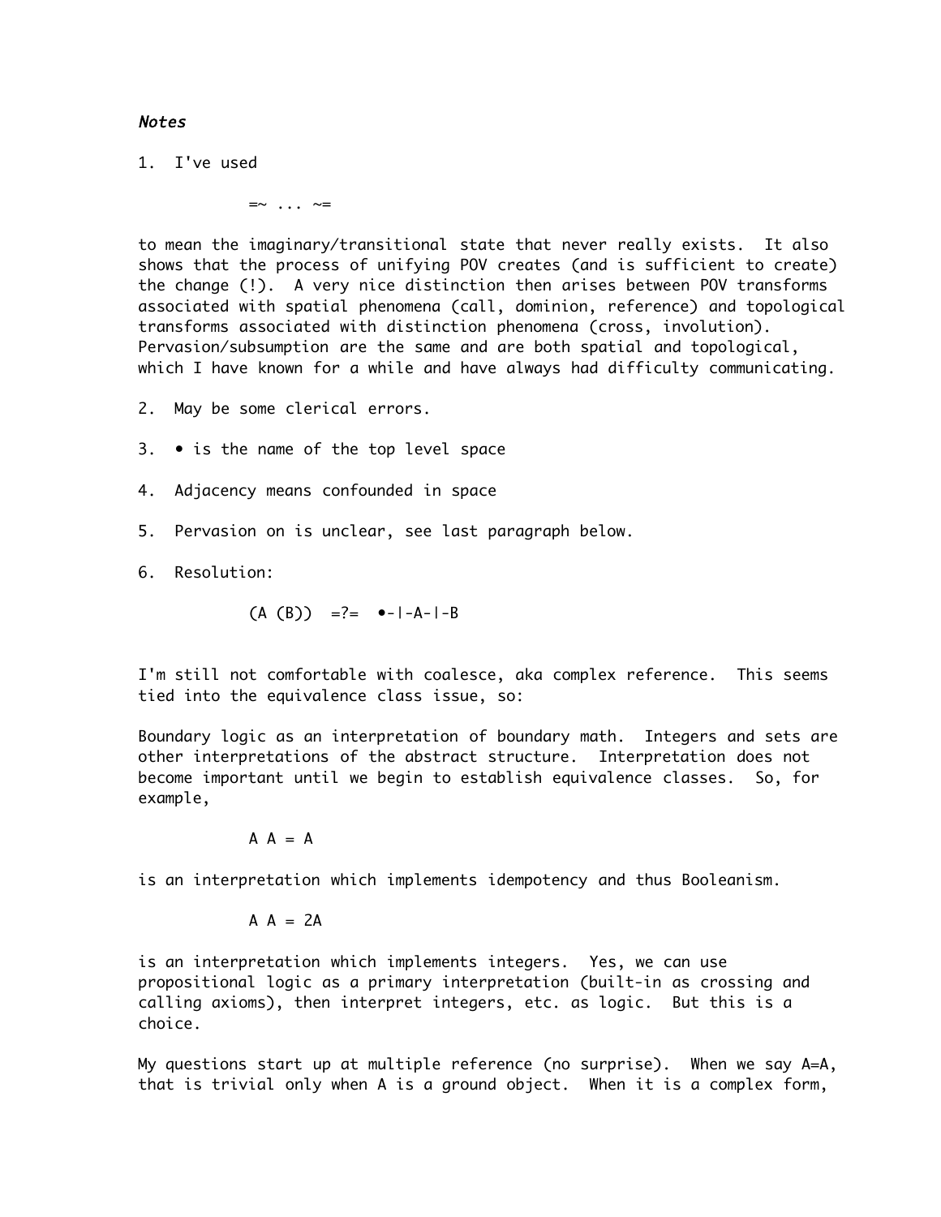***Notes***

1. I've used

```
=~ ... ~=
```

to mean the imaginary/transitional state that never really exists. It also shows that the process of unifying POV creates (and is sufficient to create) the change (!). A very nice distinction then arises between POV transforms associated with spatial phenomena (call, dominion, reference) and topological transforms associated with distinction phenomena (cross, involution). Pervasion/subsumption are the same and are both spatial and topological, which I have known for a while and have always had difficulty communicating.

2. May be some clerical errors.

3. • is the name of the top level space

4. Adjacency means confounded in space

5. Pervasion on is unclear, see last paragraph below.

6. Resolution:

```
(A (B))  =?=  •-|-A-|-B
```

I'm still not comfortable with coalesce, aka complex reference. This seems tied into the equivalence class issue, so:

Boundary logic as an interpretation of boundary math. Integers and sets are other interpretations of the abstract structure. Interpretation does not become important until we begin to establish equivalence classes. So, for example,

```
A A = A
```

is an interpretation which implements idempotency and thus Booleanism.

```
A A = 2A
```

is an interpretation which implements integers. Yes, we can use propositional logic as a primary interpretation (built-in as crossing and calling axioms), then interpret integers, etc. as logic. But this is a choice.

My questions start up at multiple reference (no surprise). When we say A=A, that is trivial only when A is a ground object. When it is a complex form,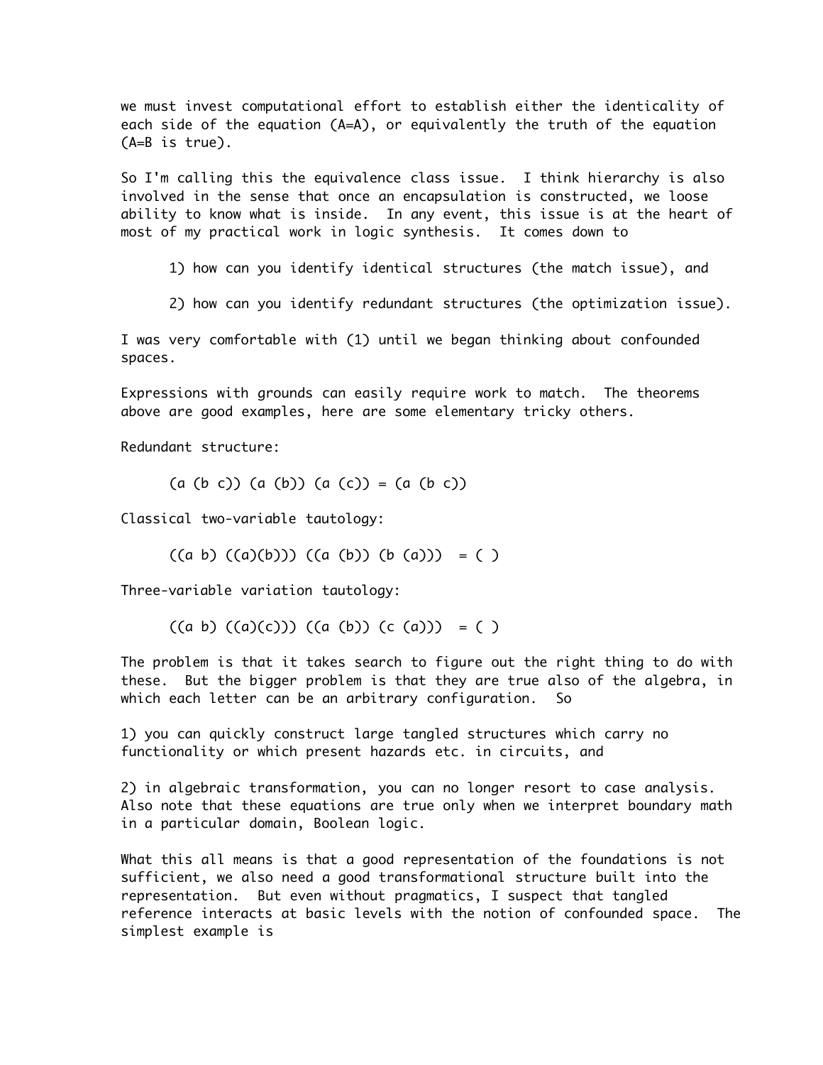we must invest computational effort to establish either the identicality of each side of the equation (A=A), or equivalently the truth of the equation (A=B is true).

So I'm calling this the equivalence class issue. I think hierarchy is also involved in the sense that once an encapsulation is constructed, we loose ability to know what is inside. In any event, this issue is at the heart of most of my practical work in logic synthesis. It comes down to

1) how can you identify identical structures (the match issue), and

2) how can you identify redundant structures (the optimization issue).

I was very comfortable with (1) until we began thinking about confounded spaces.

Expressions with grounds can easily require work to match. The theorems above are good examples, here are some elementary tricky others.

Redundant structure:

```
(a (b c)) (a (b)) (a (c)) = (a (b c))
```

Classical two-variable tautology:

```
((a b) ((a)(b))) ((a (b)) (b (a)))  = ( )
```

Three-variable variation tautology:

```
((a b) ((a)(c))) ((a (b)) (c (a)))  = ( )
```

The problem is that it takes search to figure out the right thing to do with these. But the bigger problem is that they are true also of the algebra, in which each letter can be an arbitrary configuration. So

1) you can quickly construct large tangled structures which carry no functionality or which present hazards etc. in circuits, and

2) in algebraic transformation, you can no longer resort to case analysis. Also note that these equations are true only when we interpret boundary math in a particular domain, Boolean logic.

What this all means is that a good representation of the foundations is not sufficient, we also need a good transformational structure built into the representation. But even without pragmatics, I suspect that tangled reference interacts at basic levels with the notion of confounded space. The simplest example is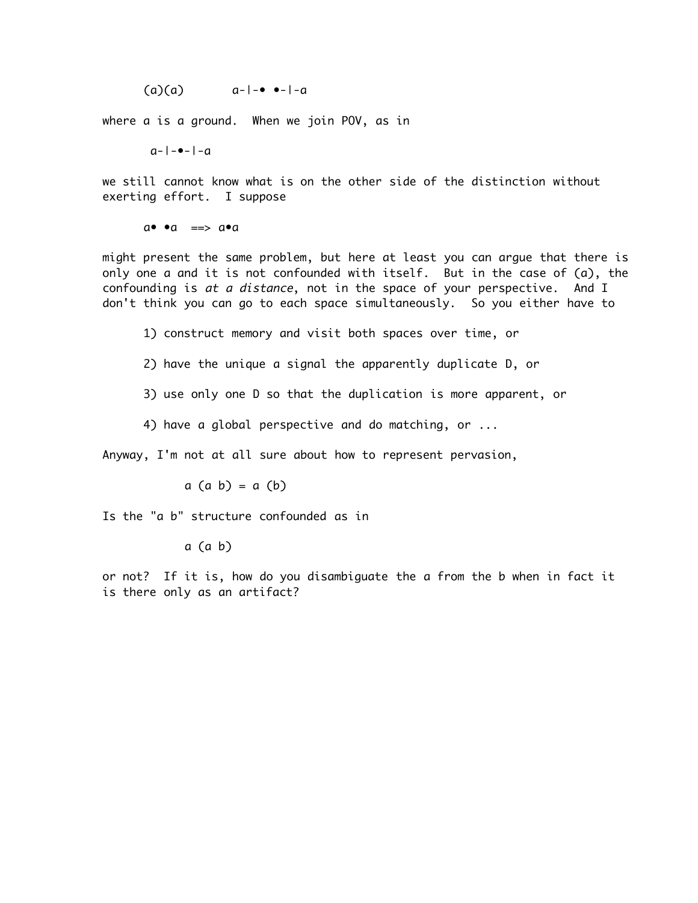```
(a)(a)        a-|-•  •-|-a
```

where *a* is a ground. When we join POV, as in

```
a-|-•-|-a
```

we still cannot know what is on the other side of the distinction without exerting effort. I suppose

```
a•  •a  ==>  a•a
```

might present the same problem, but here at least you can argue that there is only one *a* and it is not confounded with itself. But in the case of (a), the confounding is *at a distance*, not in the space of your perspective. And I don't think you can go to each space simultaneously. So you either have to

1) construct memory and visit both spaces over time, or

2) have the unique *a* signal the apparently duplicate D, or

3) use only one D so that the duplication is more apparent, or

4) have a global perspective and do matching, or ...

Anyway, I'm not at all sure about how to represent pervasion,

```
a (a b) = a (b)
```

Is the "a b" structure confounded as in

```
a (a b)
```

or not? If it is, how do you disambiguate the *a* from the *b* when in fact it is there only as an artifact?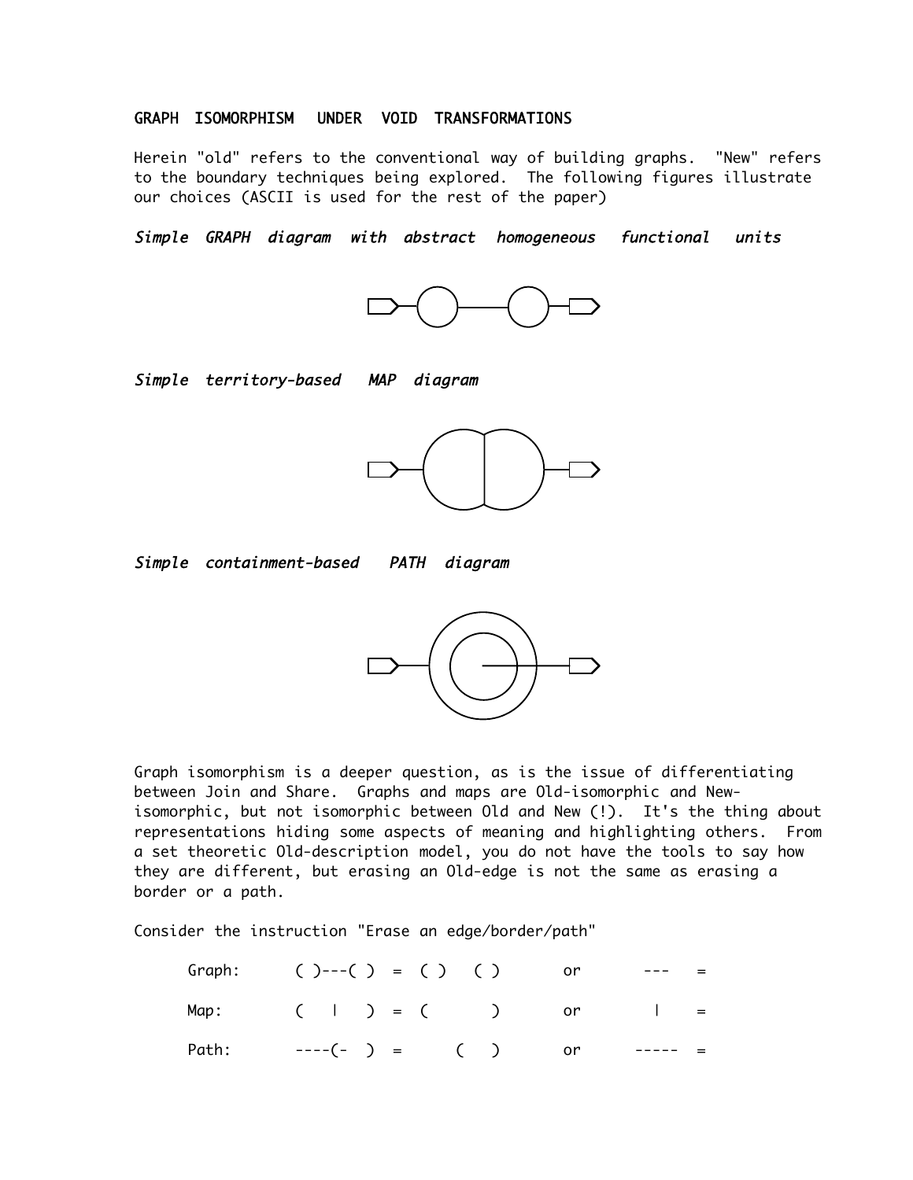GRAPH ISOMORPHISM UNDER VOID TRANSFORMATIONS

Herein "old" refers to the conventional way of building graphs. "New" refers to the boundary techniques being explored. The following figures illustrate our choices (ASCII is used for the rest of the paper)

*Simple GRAPH diagram with abstract homogeneous functional units*

*Simple territory-based MAP diagram*

*Simple containment-based PATH diagram*

Graph isomorphism is a deeper question, as is the issue of differentiating between Join and Share. Graphs and maps are Old-isomorphic and New-isomorphic, but not isomorphic between Old and New (!). It's the thing about representations hiding some aspects of meaning and highlighting others. From a set theoretic Old-description model, you do not have the tools to say how they are different, but erasing an Old-edge is not the same as erasing a border or a path.

Consider the instruction "Erase an edge/border/path"

```
Graph:    ( )---( )  =  ( )   ( )      or       ---    =

Map:      (   |   )  =  (       )      or        |     =

Path:     ----(-  )  =      (   )      or      -----   =
```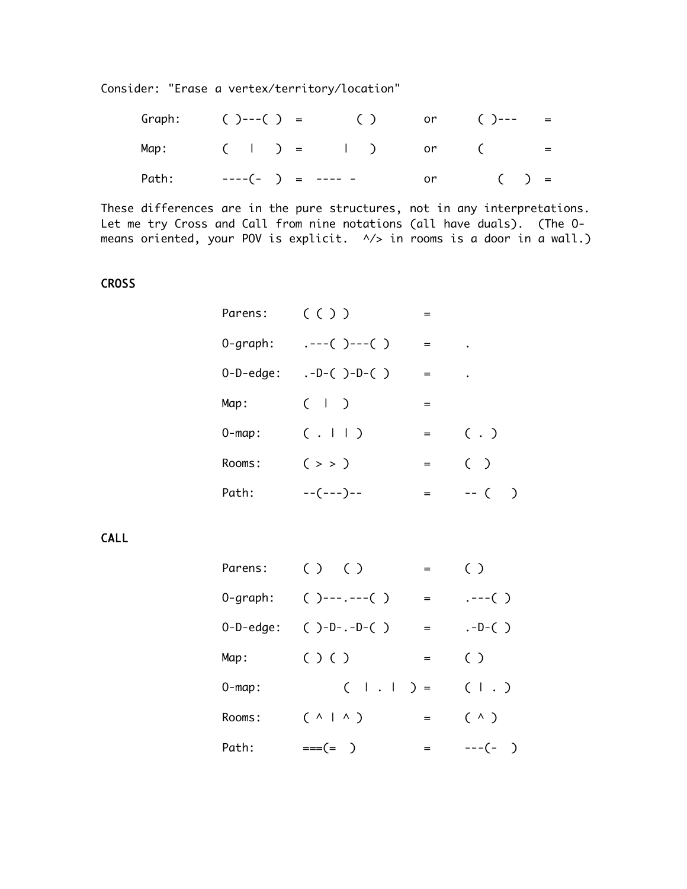Consider: "Erase a vertex/territory/location"

```
      Graph:      ( )---( )  =        ( )       or      ( )---     =

      Map:        (   |   )  =      |   )       or      (          =

      Path:       ----(-  )  =  ---- -          or        (    )   =
```

These differences are in the pure structures, not in any interpretations. Let me try Cross and Call from nine notations (all have duals). (The O- means oriented, your POV is explicit. ^/> in rooms is a door in a wall.)

### CROSS

```
                  Parens:     ( ( ) )            =

                  O-graph:    .---( )---( )      =     .

                  O-D-edge:   .-D-( )-D-( )      =     .

                  Map:        (  |  )            =

                  O-map:      ( . | | )          =     ( . )

                  Rooms:      ( > > )            =     (  )

                  Path:       --(---)--          =     -- (    )
```

### CALL

```
                  Parens:     ( )   ( )          =     ( )

                  O-graph:    ( )---.---( )      =     .---( )

                  O-D-edge:   ( )-D-.-D-( )      =     .-D-( )

                  Map:        ( ) ( )            =     ( )

                  O-map:            (  | . |  ) =     ( | . )

                  Rooms:      ( ^ | ^ )          =     ( ^ )

                  Path:       ===(=  )           =     ---(-  )
```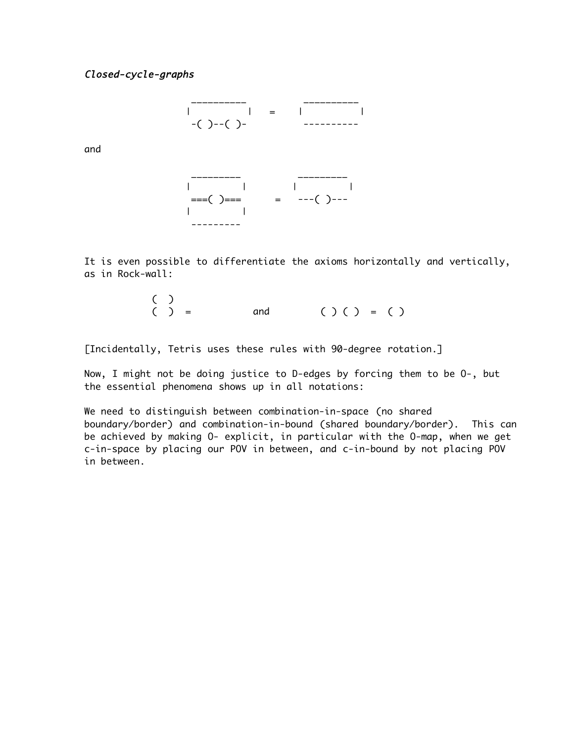*Closed-cycle-graphs*

```
 __________        __________
|          |   =  |          |
 -( )--( )-        ----------
```

and

```
 _________         _________
|         |       |         |
 ===( )===    =    ---( )---
|         |
 ---------
```

It is even possible to differentiate the axioms horizontally and vertically, as in Rock-wall:

```
( )
( )  =          and        ( ) ( )  =  ( )
```

[Incidentally, Tetris uses these rules with 90-degree rotation.]

Now, I might not be doing justice to D-edges by forcing them to be O-, but the essential phenomena shows up in all notations:

We need to distinguish between combination-in-space (no shared boundary/border) and combination-in-bound (shared boundary/border). This can be achieved by making O- explicit, in particular with the O-map, when we get c-in-space by placing our POV in between, and c-in-bound by not placing POV in between.